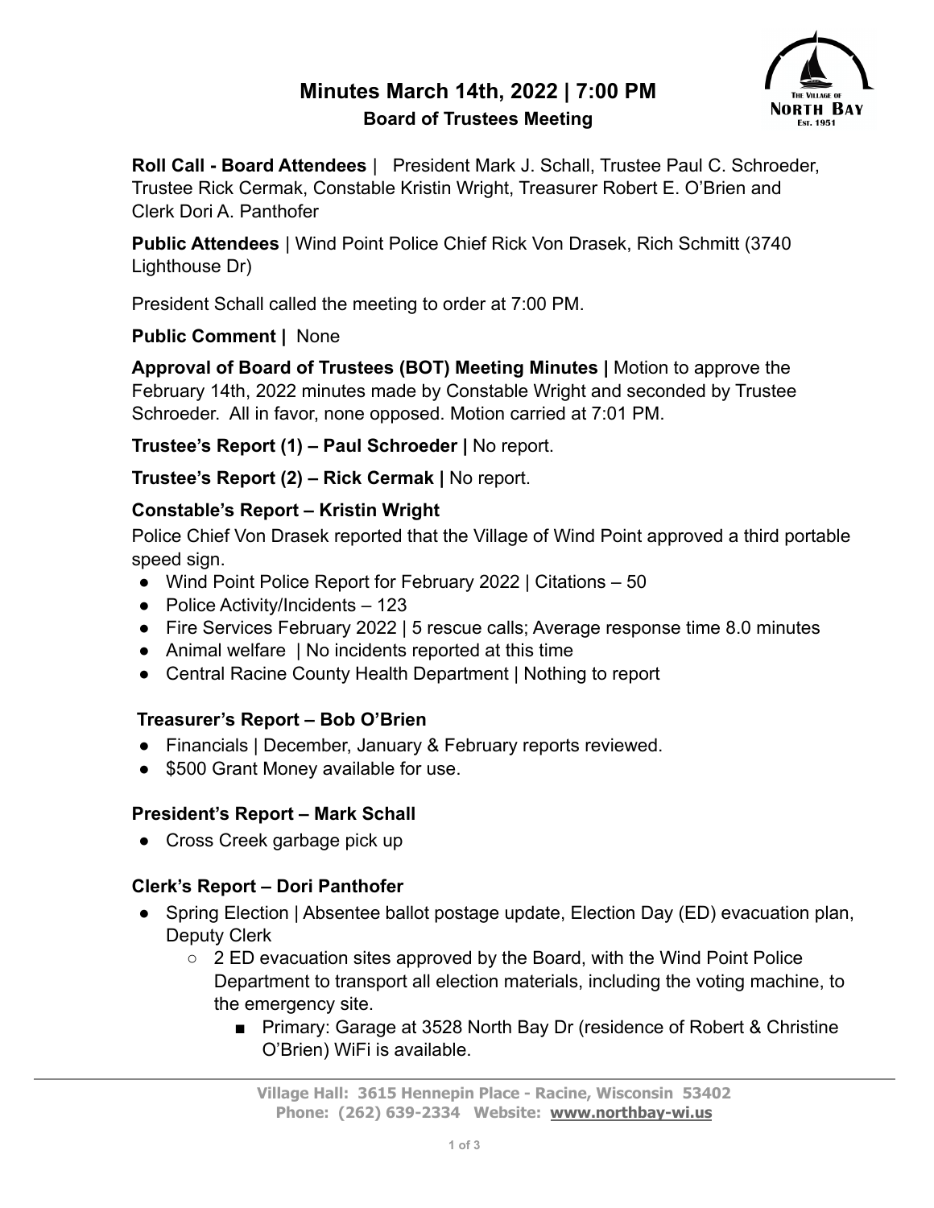# Minutes March 14th, 2022 | 7:00 PM

## Board of Trustees Meeting

**Roll Call - Board Attendees** | President Mark J. Schall, Trustee Paul C. Schroeder, Trustee Rick Cermak, Constable Kristin Wright, Treasurer Robert E. O'Brien and Clerk Dori A. Panthofer

**Public Attendees** | Wind Point Police Chief Rick Von Drasek, Rich Schmitt (3740 Lighthouse Dr)

President Schall called the meeting to order at 7:00 PM.

**Public Comment |** None

**Approval of Board of Trustees (BOT) Meeting Minutes |** Motion to approve the February 14th, 2022 minutes made by Constable Wright and seconded by Trustee Schroeder. All in favor, none opposed. Motion carried at 7:01 PM.

**Trustee's Report (1) – Paul Schroeder |** No report.

**Trustee's Report (2) – Rick Cermak |** No report.

**Constable's Report – Kristin Wright**

Police Chief Von Drasek reported that the Village of Wind Point approved a third portable speed sign.

- Wind Point Police Report for February 2022 | Citations – 50
- Police Activity/Incidents – 123
- Fire Services February 2022 | 5 rescue calls; Average response time 8.0 minutes
- Animal welfare | No incidents reported at this time
- Central Racine County Health Department | Nothing to report

**Treasurer's Report – Bob O'Brien**

- Financials | December, January & February reports reviewed.
- $500 Grant Money available for use.

**President's Report – Mark Schall**

- Cross Creek garbage pick up

**Clerk's Report – Dori Panthofer**

- Spring Election | Absentee ballot postage update, Election Day (ED) evacuation plan, Deputy Clerk
  - 2 ED evacuation sites approved by the Board, with the Wind Point Police Department to transport all election materials, including the voting machine, to the emergency site.
    - Primary: Garage at 3528 North Bay Dr (residence of Robert & Christine O'Brien) WiFi is available.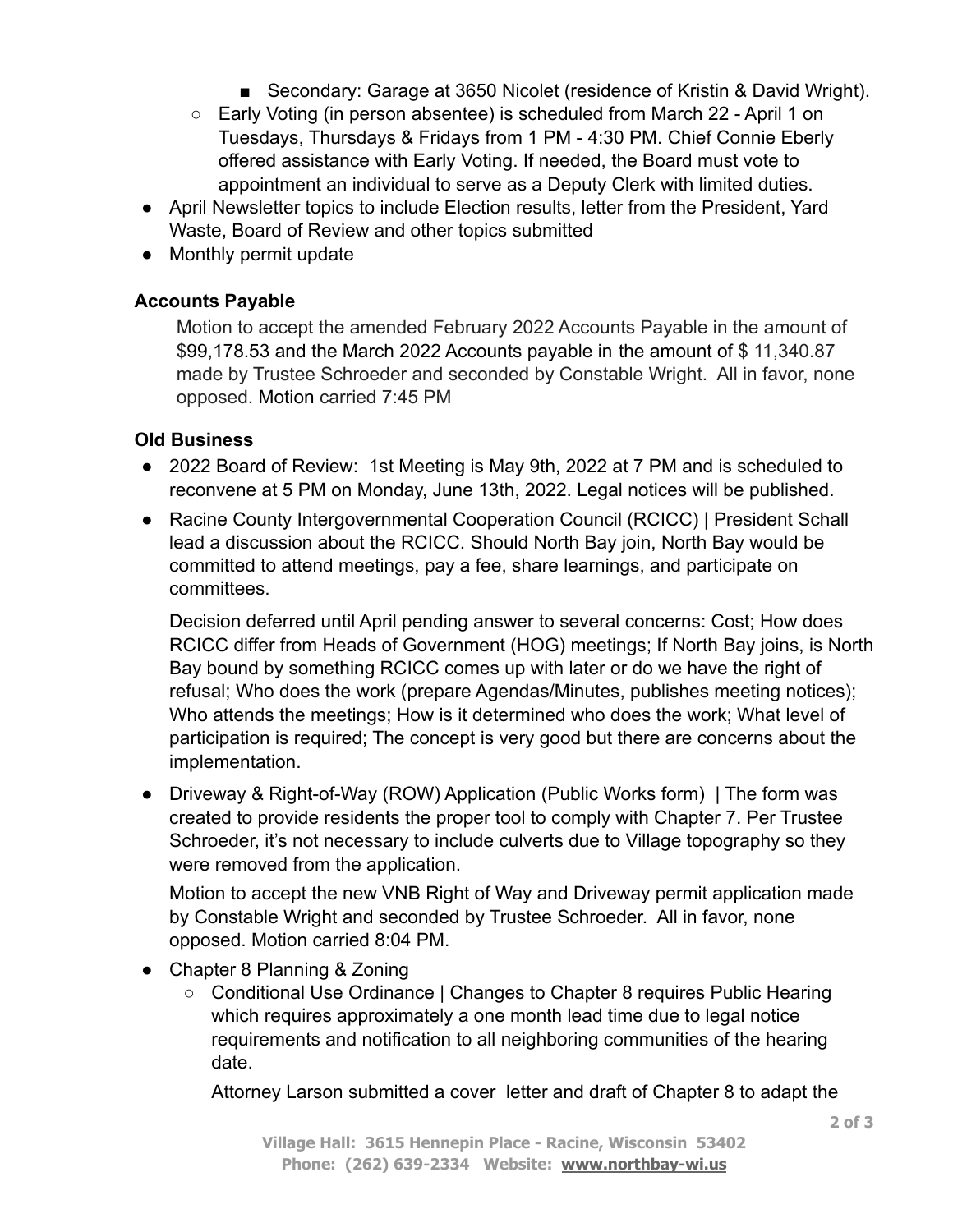- Secondary: Garage at 3650 Nicolet (residence of Kristin & David Wright).
    - Early Voting (in person absentee) is scheduled from March 22 - April 1 on Tuesdays, Thursdays & Fridays from 1 PM - 4:30 PM. Chief Connie Eberly offered assistance with Early Voting. If needed, the Board must vote to appointment an individual to serve as a Deputy Clerk with limited duties.
- April Newsletter topics to include Election results, letter from the President, Yard Waste, Board of Review and other topics submitted
- Monthly permit update

### Accounts Payable

Motion to accept the amended February 2022 Accounts Payable in the amount of $99,178.53 and the March 2022 Accounts payable in the amount of $ 11,340.87 made by Trustee Schroeder and seconded by Constable Wright. All in favor, none opposed. Motion carried 7:45 PM

### Old Business

- 2022 Board of Review: 1st Meeting is May 9th, 2022 at 7 PM and is scheduled to reconvene at 5 PM on Monday, June 13th, 2022. Legal notices will be published.
- Racine County Intergovernmental Cooperation Council (RCICC) | President Schall lead a discussion about the RCICC. Should North Bay join, North Bay would be committed to attend meetings, pay a fee, share learnings, and participate on committees.

  Decision deferred until April pending answer to several concerns: Cost; How does RCICC differ from Heads of Government (HOG) meetings; If North Bay joins, is North Bay bound by something RCICC comes up with later or do we have the right of refusal; Who does the work (prepare Agendas/Minutes, publishes meeting notices); Who attends the meetings; How is it determined who does the work; What level of participation is required; The concept is very good but there are concerns about the implementation.

- Driveway & Right-of-Way (ROW) Application (Public Works form) | The form was created to provide residents the proper tool to comply with Chapter 7. Per Trustee Schroeder, it's not necessary to include culverts due to Village topography so they were removed from the application.

  Motion to accept the new VNB Right of Way and Driveway permit application made by Constable Wright and seconded by Trustee Schroeder. All in favor, none opposed. Motion carried 8:04 PM.

- Chapter 8 Planning & Zoning
    - Conditional Use Ordinance | Changes to Chapter 8 requires Public Hearing which requires approximately a one month lead time due to legal notice requirements and notification to all neighboring communities of the hearing date.

      Attorney Larson submitted a cover letter and draft of Chapter 8 to adapt the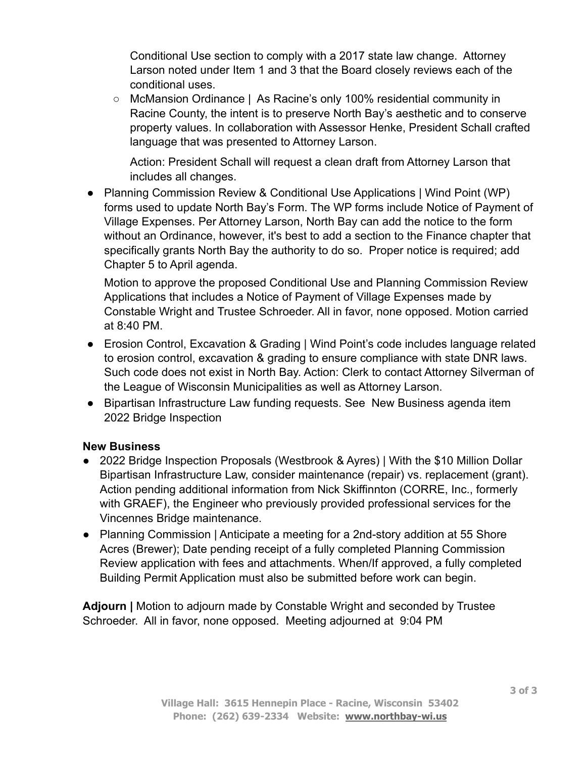Conditional Use section to comply with a 2017 state law change. Attorney Larson noted under Item 1 and 3 that the Board closely reviews each of the conditional uses.

  - McMansion Ordinance | As Racine's only 100% residential community in Racine County, the intent is to preserve North Bay's aesthetic and to conserve property values. In collaboration with Assessor Henke, President Schall crafted language that was presented to Attorney Larson.

    Action: President Schall will request a clean draft from Attorney Larson that includes all changes.

- Planning Commission Review & Conditional Use Applications | Wind Point (WP) forms used to update North Bay's Form. The WP forms include Notice of Payment of Village Expenses. Per Attorney Larson, North Bay can add the notice to the form without an Ordinance, however, it's best to add a section to the Finance chapter that specifically grants North Bay the authority to do so. Proper notice is required; add Chapter 5 to April agenda.

  Motion to approve the proposed Conditional Use and Planning Commission Review Applications that includes a Notice of Payment of Village Expenses made by Constable Wright and Trustee Schroeder. All in favor, none opposed. Motion carried at 8:40 PM.

- Erosion Control, Excavation & Grading | Wind Point's code includes language related to erosion control, excavation & grading to ensure compliance with state DNR laws. Such code does not exist in North Bay. Action: Clerk to contact Attorney Silverman of the League of Wisconsin Municipalities as well as Attorney Larson.
- Bipartisan Infrastructure Law funding requests. See New Business agenda item 2022 Bridge Inspection

**New Business**

- 2022 Bridge Inspection Proposals (Westbrook & Ayres) | With the $10 Million Dollar Bipartisan Infrastructure Law, consider maintenance (repair) vs. replacement (grant). Action pending additional information from Nick Skiffinnton (CORRE, Inc., formerly with GRAEF), the Engineer who previously provided professional services for the Vincennes Bridge maintenance.
- Planning Commission | Anticipate a meeting for a 2nd-story addition at 55 Shore Acres (Brewer); Date pending receipt of a fully completed Planning Commission Review application with fees and attachments. When/If approved, a fully completed Building Permit Application must also be submitted before work can begin.

**Adjourn |** Motion to adjourn made by Constable Wright and seconded by Trustee Schroeder. All in favor, none opposed. Meeting adjourned at 9:04 PM

Village Hall: 3615 Hennepin Place - Racine, Wisconsin 53402
Phone: (262) 639-2334 Website: www.northbay-wi.us